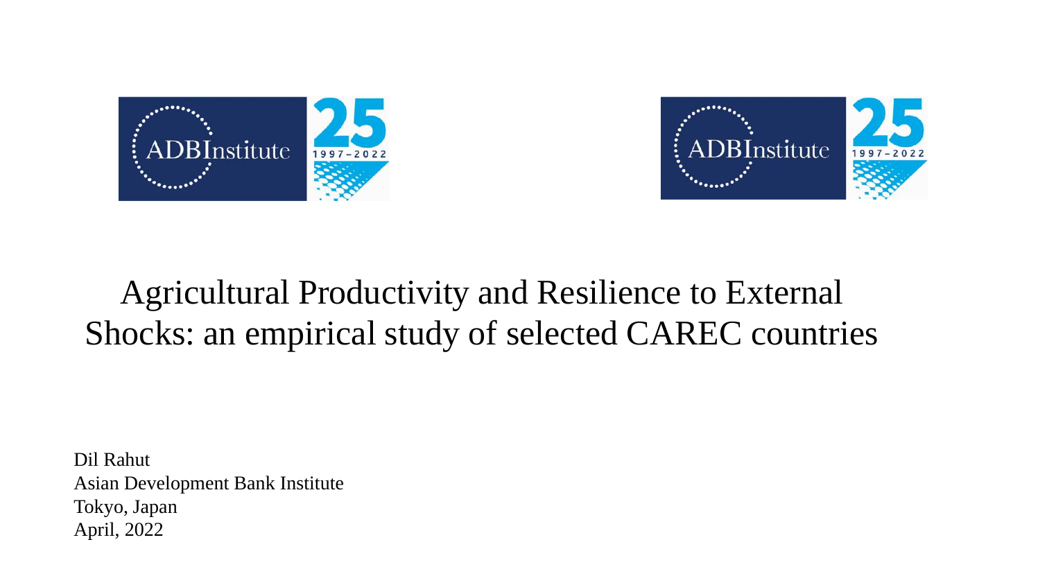# Agricultural Productivity and Resilience to External Shocks: an empirical study of selected CAREC countries

Dil Rahut
Asian Development Bank Institute
Tokyo, Japan
April, 2022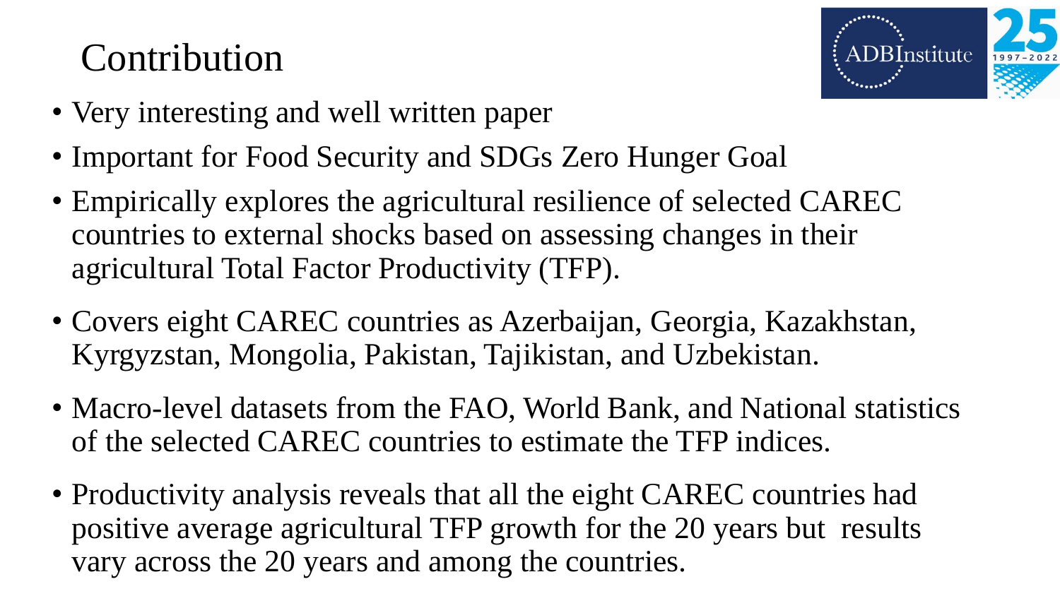# Contribution

- Very interesting and well written paper
- Important for Food Security and SDGs Zero Hunger Goal
- Empirically explores the agricultural resilience of selected CAREC countries to external shocks based on assessing changes in their agricultural Total Factor Productivity (TFP).
- Covers eight CAREC countries as Azerbaijan, Georgia, Kazakhstan, Kyrgyzstan, Mongolia, Pakistan, Tajikistan, and Uzbekistan.
- Macro-level datasets from the FAO, World Bank, and National statistics of the selected CAREC countries to estimate the TFP indices.
- Productivity analysis reveals that all the eight CAREC countries had positive average agricultural TFP growth for the 20 years but results vary across the 20 years and among the countries.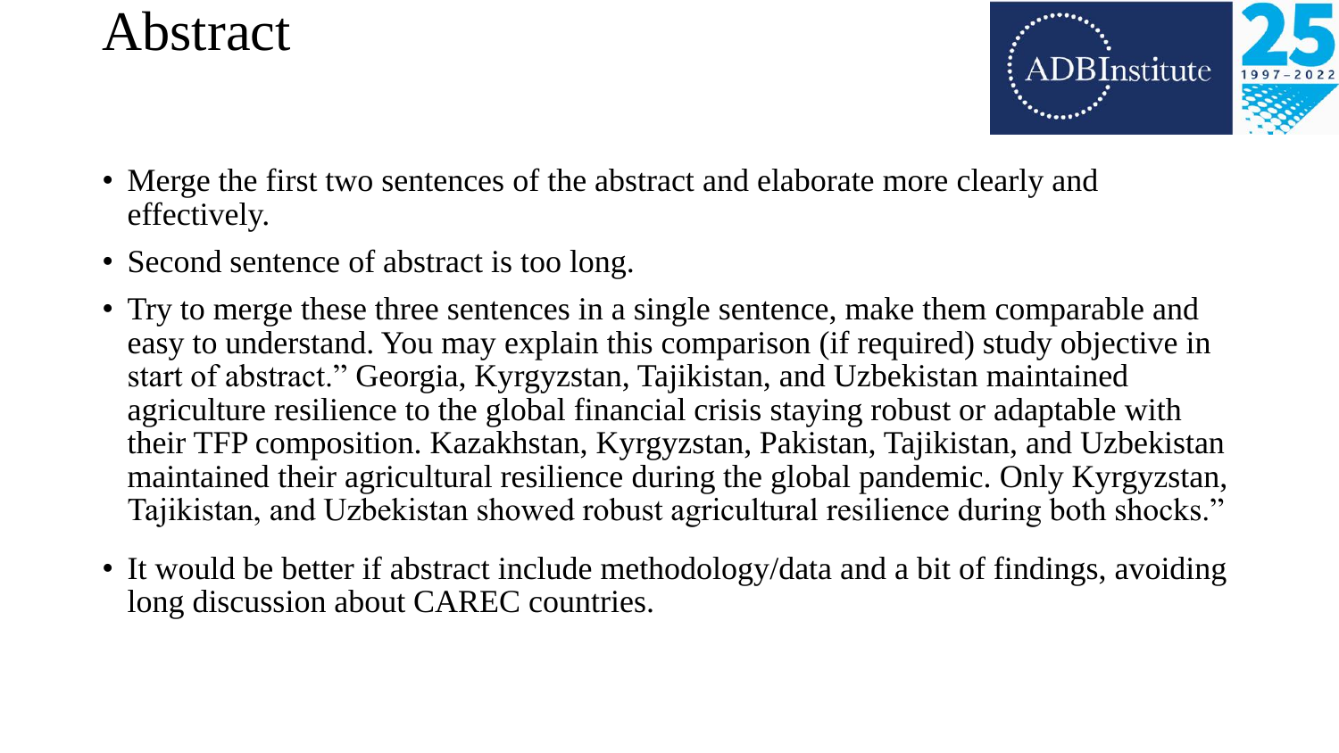# Abstract

- Merge the first two sentences of the abstract and elaborate more clearly and effectively.
- Second sentence of abstract is too long.
- Try to merge these three sentences in a single sentence, make them comparable and easy to understand. You may explain this comparison (if required) study objective in start of abstract." Georgia, Kyrgyzstan, Tajikistan, and Uzbekistan maintained agriculture resilience to the global financial crisis staying robust or adaptable with their TFP composition. Kazakhstan, Kyrgyzstan, Pakistan, Tajikistan, and Uzbekistan maintained their agricultural resilience during the global pandemic. Only Kyrgyzstan, Tajikistan, and Uzbekistan showed robust agricultural resilience during both shocks."
- It would be better if abstract include methodology/data and a bit of findings, avoiding long discussion about CAREC countries.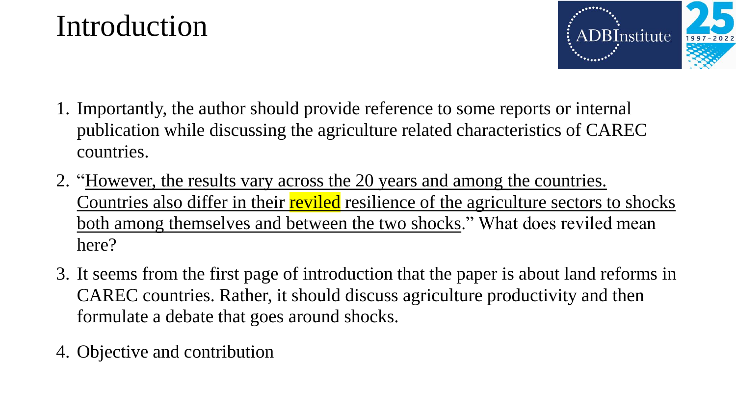# Introduction

1. Importantly, the author should provide reference to some reports or internal publication while discussing the agriculture related characteristics of CAREC countries.
2. "However, the results vary across the 20 years and among the countries. Countries also differ in their reviled resilience of the agriculture sectors to shocks both among themselves and between the two shocks." What does reviled mean here?
3. It seems from the first page of introduction that the paper is about land reforms in CAREC countries. Rather, it should discuss agriculture productivity and then formulate a debate that goes around shocks.
4. Objective and contribution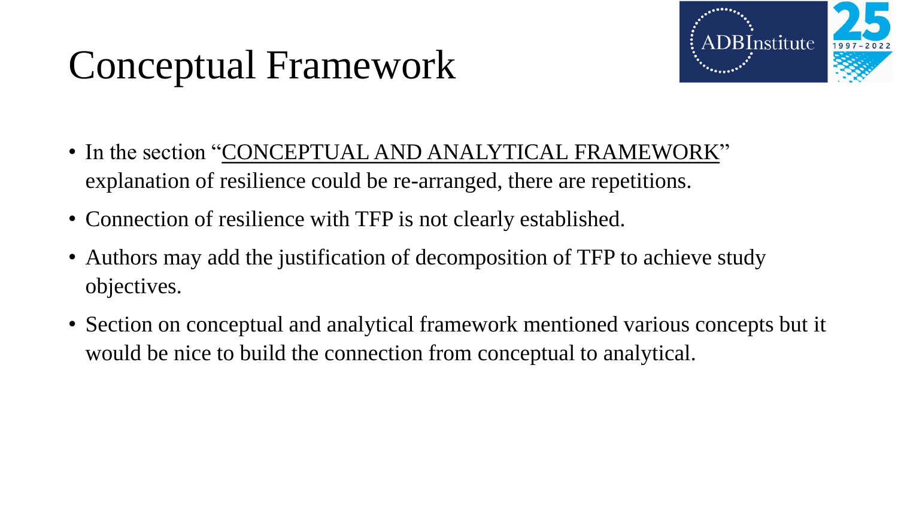# Conceptual Framework

- In the section "<u>CONCEPTUAL AND ANALYTICAL FRAMEWORK</u>" explanation of resilience could be re-arranged, there are repetitions.
- Connection of resilience with TFP is not clearly established.
- Authors may add the justification of decomposition of TFP to achieve study objectives.
- Section on conceptual and analytical framework mentioned various concepts but it would be nice to build the connection from conceptual to analytical.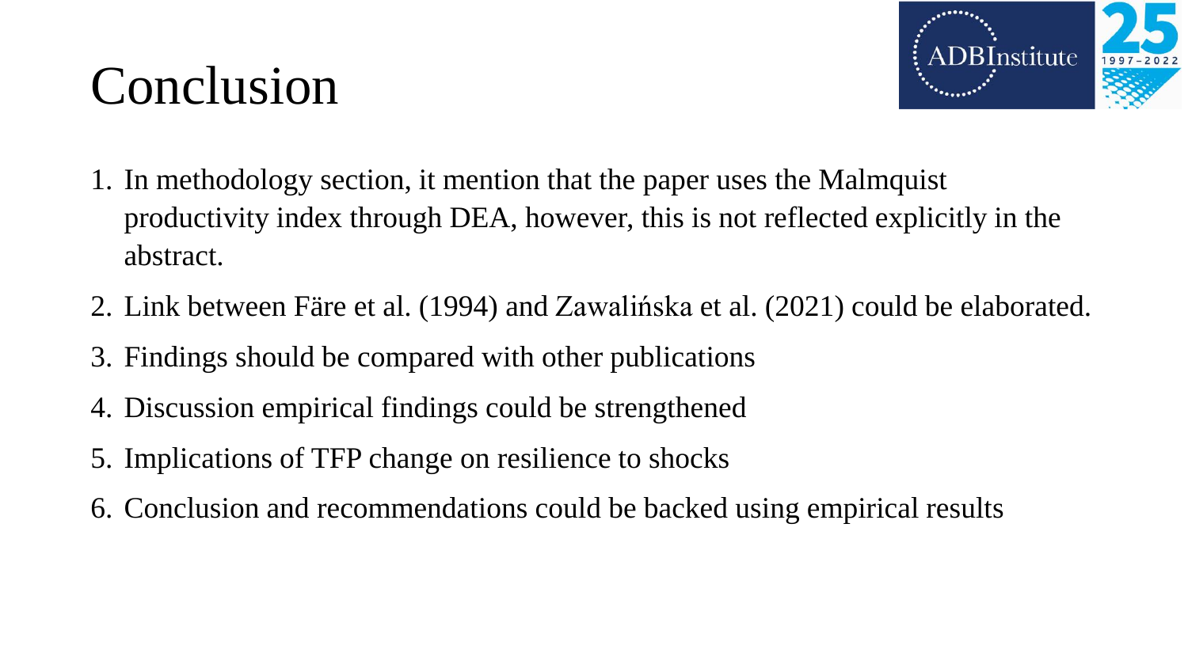# Conclusion

1. In methodology section, it mention that the paper uses the Malmquist productivity index through DEA, however, this is not reflected explicitly in the abstract.
2. Link between Färe et al. (1994) and Zawalińska et al. (2021) could be elaborated.
3. Findings should be compared with other publications
4. Discussion empirical findings could be strengthened
5. Implications of TFP change on resilience to shocks
6. Conclusion and recommendations could be backed using empirical results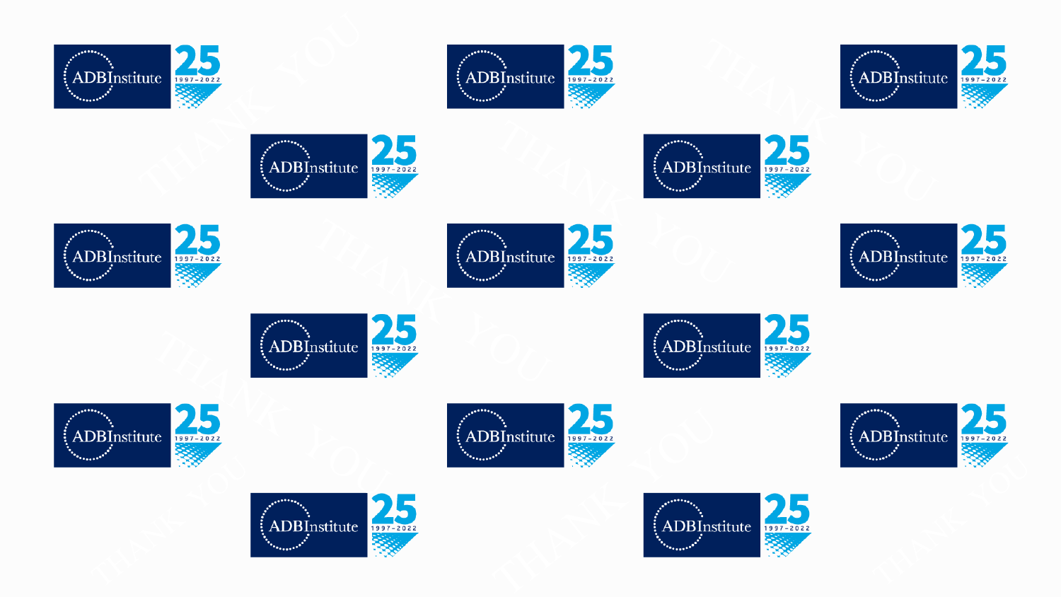THANK YOU